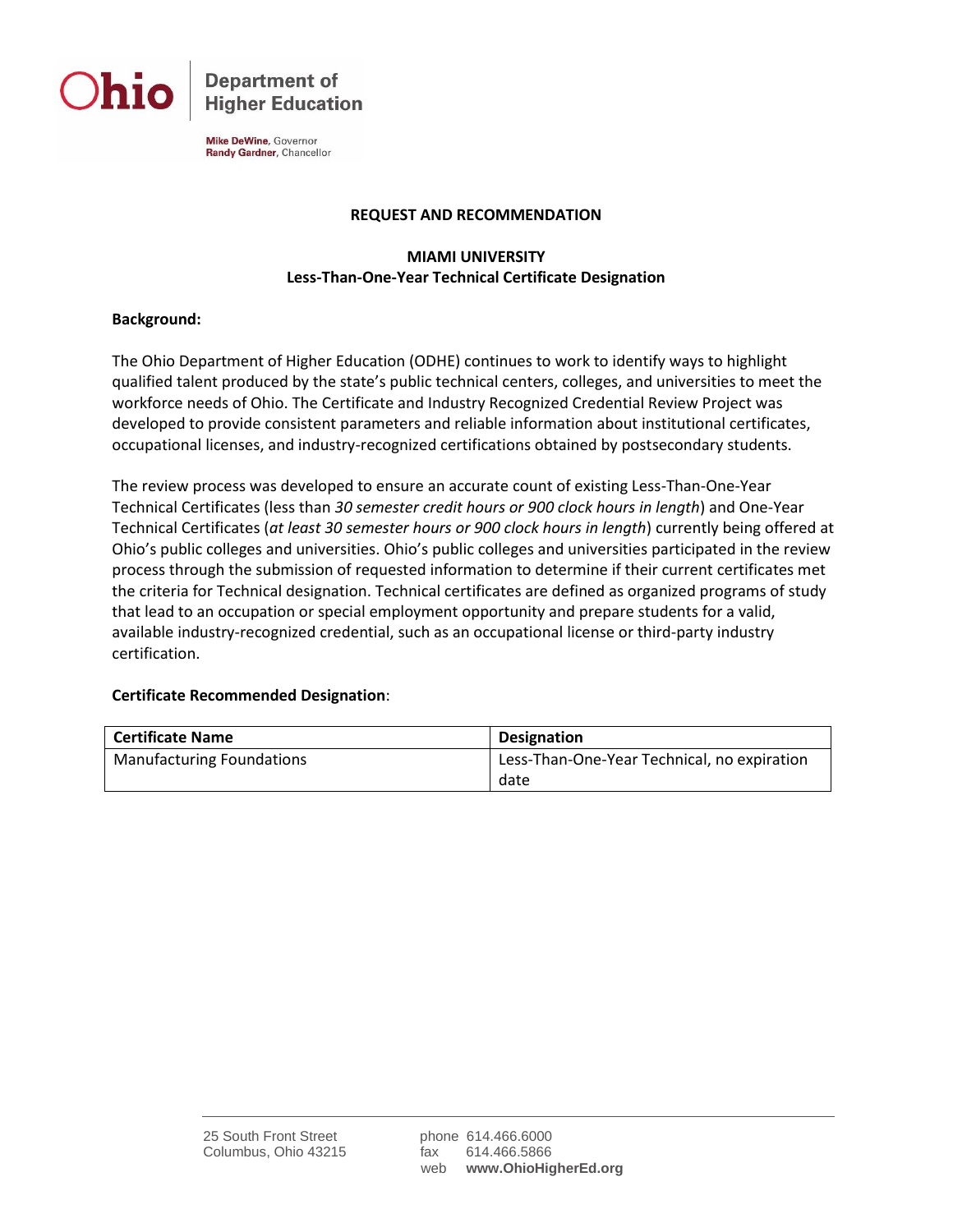Ohio Department of Higher Education

**Mike DeWine**, Governor
**Randy Gardner**, Chancellor

## REQUEST AND RECOMMENDATION

### MIAMI UNIVERSITY
### Less-Than-One-Year Technical Certificate Designation

**Background:**

The Ohio Department of Higher Education (ODHE) continues to work to identify ways to highlight qualified talent produced by the state's public technical centers, colleges, and universities to meet the workforce needs of Ohio. The Certificate and Industry Recognized Credential Review Project was developed to provide consistent parameters and reliable information about institutional certificates, occupational licenses, and industry-recognized certifications obtained by postsecondary students.

The review process was developed to ensure an accurate count of existing Less-Than-One-Year Technical Certificates (less than *30 semester credit hours or 900 clock hours in length*) and One-Year Technical Certificates (*at least 30 semester hours or 900 clock hours in length*) currently being offered at Ohio's public colleges and universities. Ohio's public colleges and universities participated in the review process through the submission of requested information to determine if their current certificates met the criteria for Technical designation. Technical certificates are defined as organized programs of study that lead to an occupation or special employment opportunity and prepare students for a valid, available industry-recognized credential, such as an occupational license or third-party industry certification.

**Certificate Recommended Designation**:

| Certificate Name | Designation |
| --- | --- |
| Manufacturing Foundations | Less-Than-One-Year Technical, no expiration date |

25 South Front Street
Columbus, Ohio 43215

phone 614.466.6000
fax 614.466.5866
web **www.OhioHigherEd.org**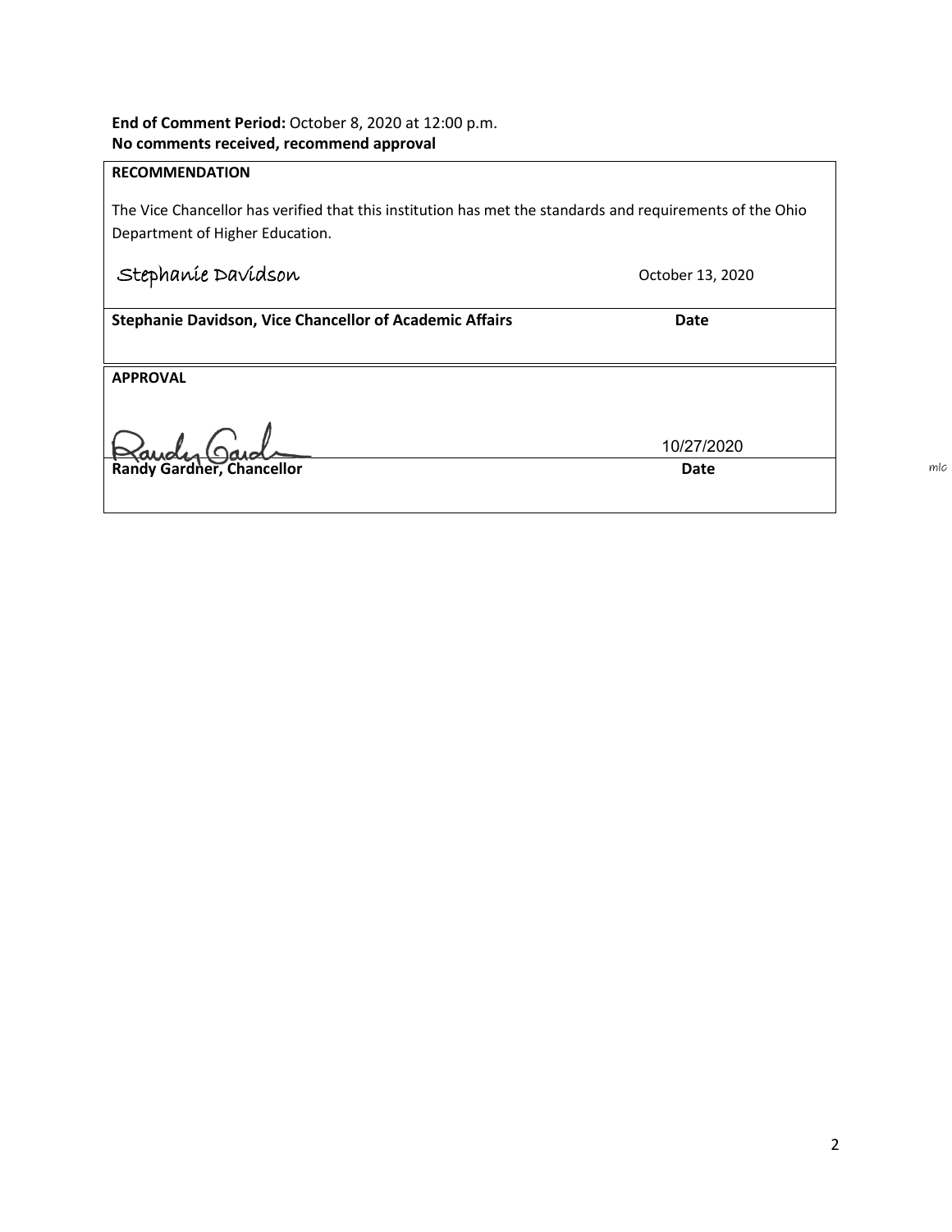**End of Comment Period:** October 8, 2020 at 12:00 p.m.
**No comments received, recommend approval**

**RECOMMENDATION**

The Vice Chancellor has verified that this institution has met the standards and requirements of the Ohio Department of Higher Education.

Stephanie Davidson October 13, 2020

**Stephanie Davidson, Vice Chancellor of Academic Affairs** **Date**

**APPROVAL**

Randy Gardner 10/27/2020

**Randy Gardner, Chancellor** **Date**

mlc